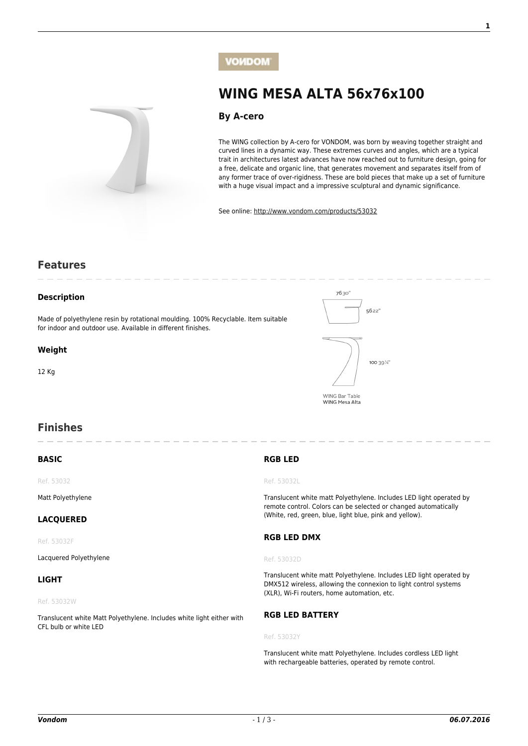VONDOM

# WING MESA ALTA 56x76x100

### By A-cero

The WING collection by A-cero for VONDOM, was born by weaving together straight and curved lines in a dynamic way. These extremes curves and angles, which are a typical trait in architectures latest advances have now reached out to furniture design, going for a free, delicate and organic line, that generates movement and separates itself from of any former trace of over-rigidness. These are bold pieces that make up a set of furniture with a huge visual impact and a impressive sculptural and dynamic significance.

See online: http://www.vondom.com/products/53032

## Features

### Description

Made of polyethylene resin by rotational moulding. 100% Recyclable. Item suitable for indoor and outdoor use. Available in different finishes.

76 30"

56 22"

100 39¼"

WING Bar Table
WING Mesa Alta

### Weight

12 Kg

## Finishes

### BASIC

Ref. 53032

Matt Polyethylene

### LACQUERED

Ref. 53032F

Lacquered Polyethylene

### LIGHT

Ref. 53032W

Translucent white Matt Polyethylene. Includes white light either with CFL bulb or white LED

### RGB LED

Ref. 53032L

Translucent white matt Polyethylene. Includes LED light operated by remote control. Colors can be selected or changed automatically (White, red, green, blue, light blue, pink and yellow).

### RGB LED DMX

Ref. 53032D

Translucent white matt Polyethylene. Includes LED light operated by DMX512 wireless, allowing the connexion to light control systems (XLR), Wi-Fi routers, home automation, etc.

### RGB LED BATTERY

Ref. 53032Y

Translucent white matt Polyethylene. Includes cordless LED light with rechargeable batteries, operated by remote control.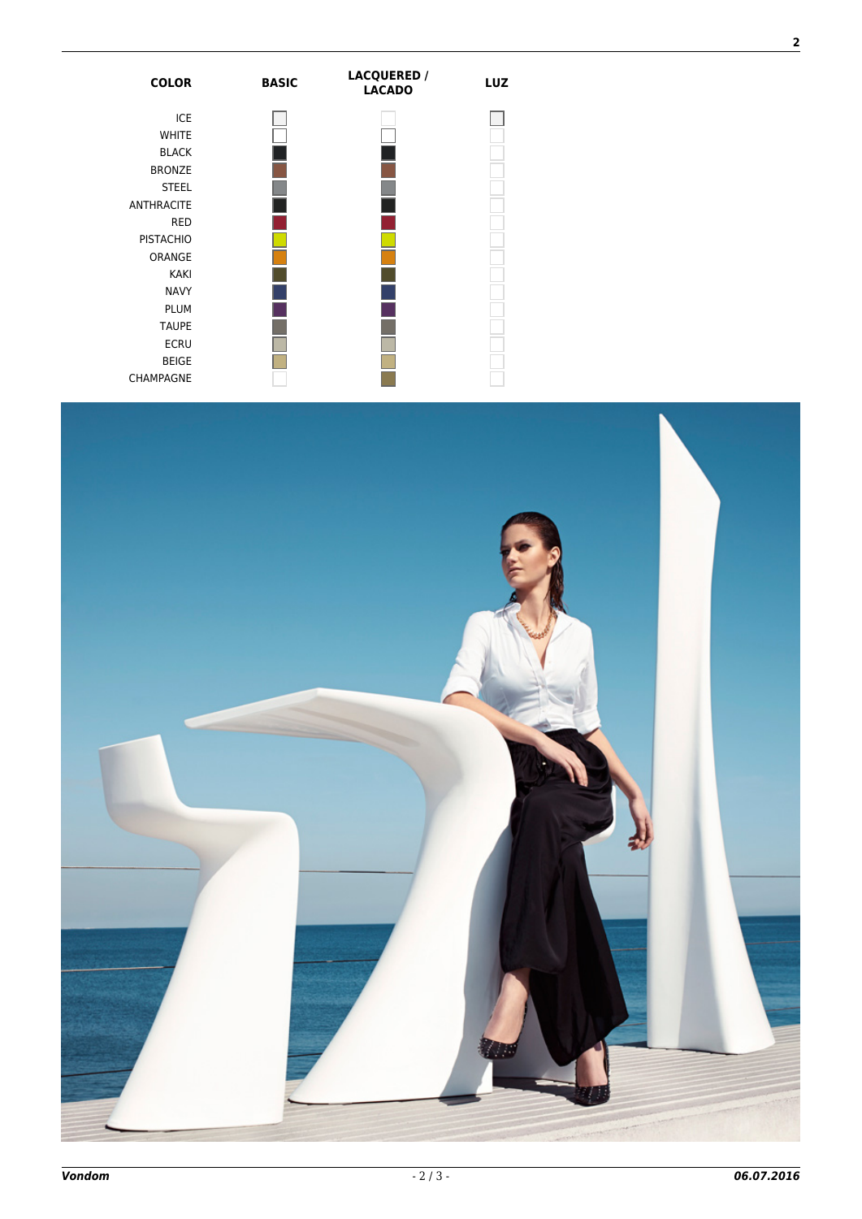| COLOR | BASIC | LACQUERED / LACADO | LUZ |
|---|---|---|---|
| ICE | ■ | | ■ |
| WHITE | ■ | ■ | |
| BLACK | ■ | ■ | |
| BRONZE | ■ | ■ | |
| STEEL | ■ | ■ | |
| ANTHRACITE | ■ | ■ | |
| RED | ■ | ■ | |
| PISTACHIO | ■ | ■ | |
| ORANGE | ■ | ■ | |
| KAKI | ■ | ■ | |
| NAVY | ■ | ■ | |
| PLUM | ■ | ■ | |
| TAUPE | ■ | ■ | |
| ECRU | ■ | ■ | |
| BEIGE | ■ | ■ | |
| CHAMPAGNE | | ■ | |